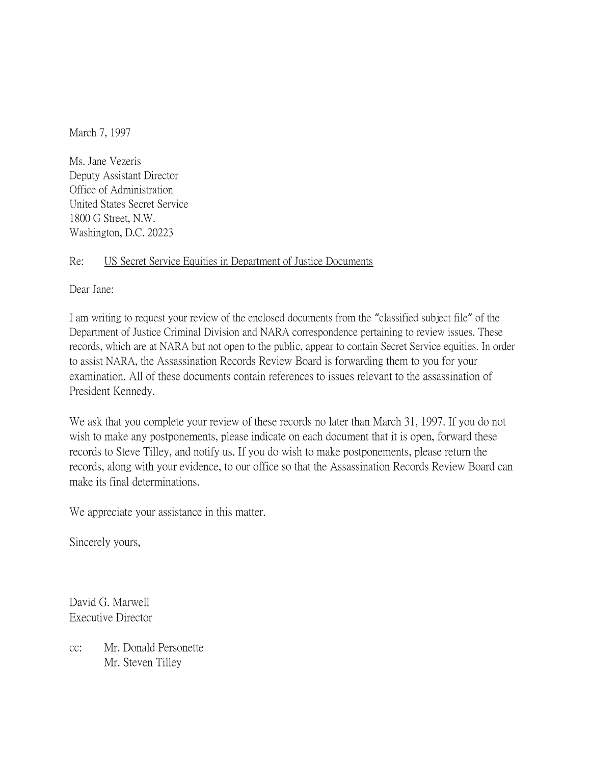March 7, 1997

Ms. Jane Vezeris  
Deputy Assistant Director  
Office of Administration  
United States Secret Service  
1800 G Street, N.W.  
Washington, D.C. 20223

Re: US Secret Service Equities in Department of Justice Documents

Dear Jane:

I am writing to request your review of the enclosed documents from the "classified subject file" of the Department of Justice Criminal Division and NARA correspondence pertaining to review issues. These records, which are at NARA but not open to the public, appear to contain Secret Service equities. In order to assist NARA, the Assassination Records Review Board is forwarding them to you for your examination. All of these documents contain references to issues relevant to the assassination of President Kennedy.

We ask that you complete your review of these records no later than March 31, 1997. If you do not wish to make any postponements, please indicate on each document that it is open, forward these records to Steve Tilley, and notify us. If you do wish to make postponements, please return the records, along with your evidence, to our office so that the Assassination Records Review Board can make its final determinations.

We appreciate your assistance in this matter.

Sincerely yours,

David G. Marwell  
Executive Director

cc: Mr. Donald Personette  
Mr. Steven Tilley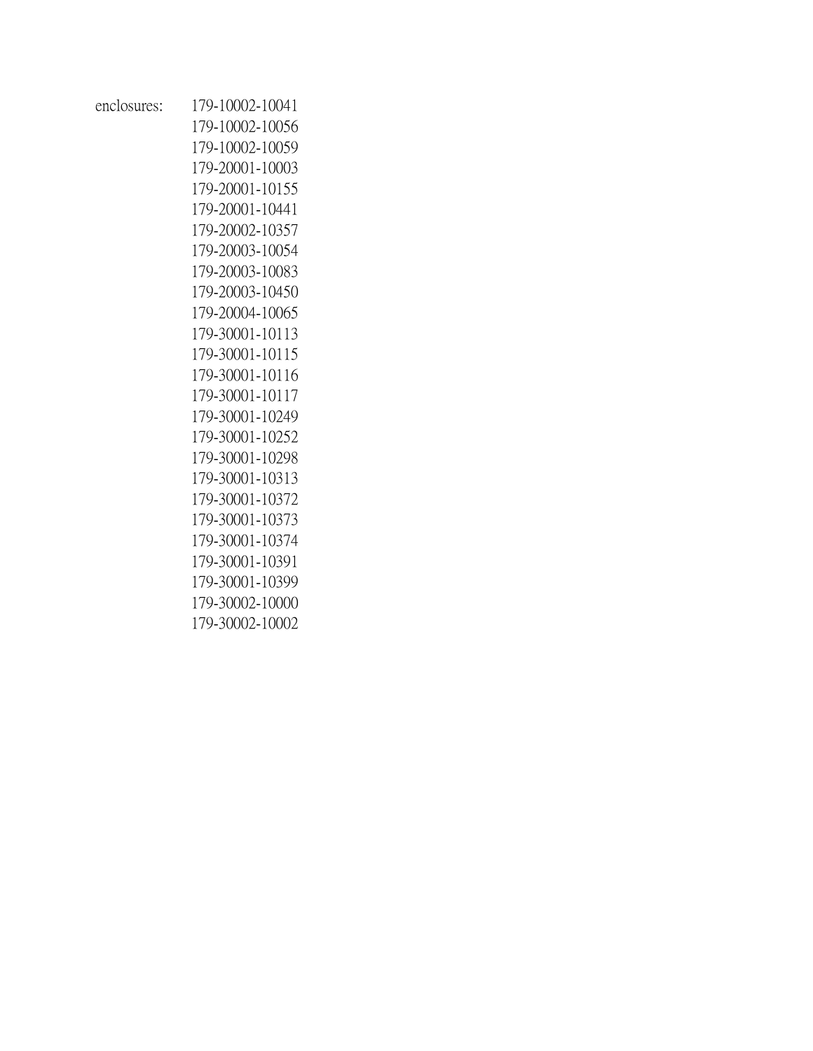enclosures: 179-10002-10041
179-10002-10056
179-10002-10059
179-20001-10003
179-20001-10155
179-20001-10441
179-20002-10357
179-20003-10054
179-20003-10083
179-20003-10450
179-20004-10065
179-30001-10113
179-30001-10115
179-30001-10116
179-30001-10117
179-30001-10249
179-30001-10252
179-30001-10298
179-30001-10313
179-30001-10372
179-30001-10373
179-30001-10374
179-30001-10391
179-30001-10399
179-30002-10000
179-30002-10002